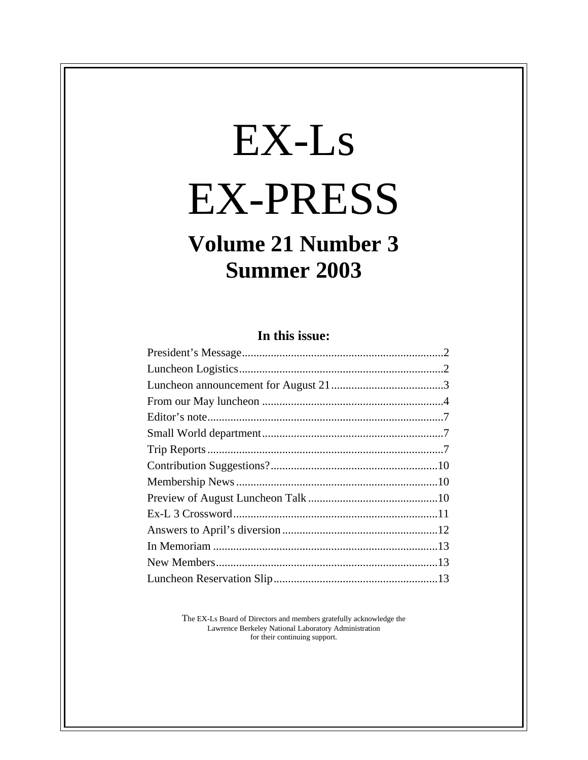# EX-Ls EX-PRESS

## Volume 21 Number 3
## Summer 2003

### In this issue:

| | |
|---|---|
| President's Message | 2 |
| Luncheon Logistics | 2 |
| Luncheon announcement for August 21 | 3 |
| From our May luncheon | 4 |
| Editor's note | 7 |
| Small World department | 7 |
| Trip Reports | 7 |
| Contribution Suggestions? | 10 |
| Membership News | 10 |
| Preview of August Luncheon Talk | 10 |
| Ex-L 3 Crossword | 11 |
| Answers to April's diversion | 12 |
| In Memoriam | 13 |
| New Members | 13 |
| Luncheon Reservation Slip | 13 |

The EX-Ls Board of Directors and members gratefully acknowledge the Lawrence Berkeley National Laboratory Administration for their continuing support.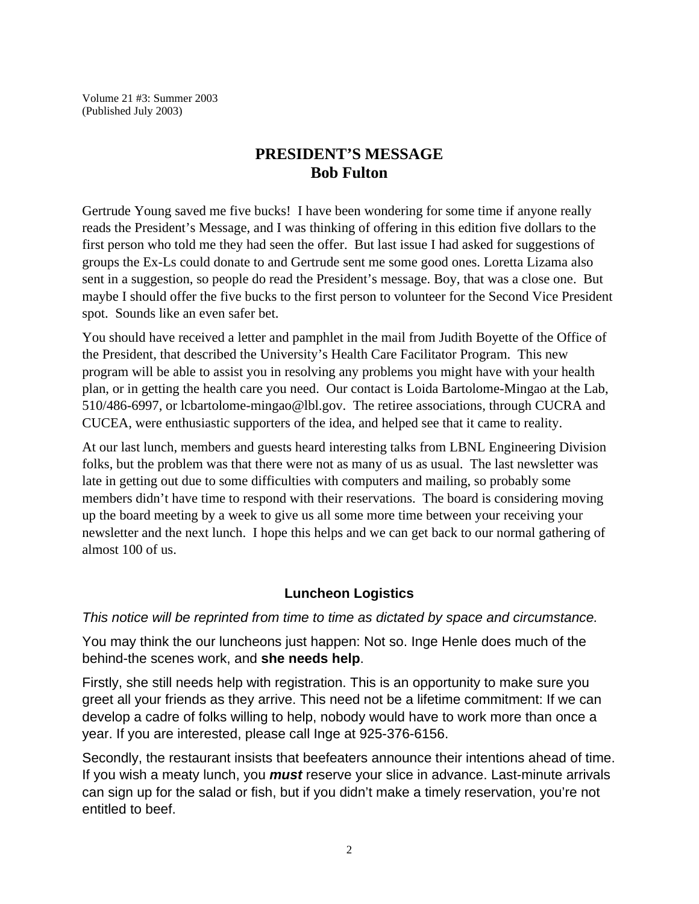Volume 21 #3: Summer 2003
(Published July 2003)

## PRESIDENT'S MESSAGE
## Bob Fulton

Gertrude Young saved me five bucks! I have been wondering for some time if anyone really reads the President's Message, and I was thinking of offering in this edition five dollars to the first person who told me they had seen the offer. But last issue I had asked for suggestions of groups the Ex-Ls could donate to and Gertrude sent me some good ones. Loretta Lizama also sent in a suggestion, so people do read the President's message. Boy, that was a close one. But maybe I should offer the five bucks to the first person to volunteer for the Second Vice President spot. Sounds like an even safer bet.

You should have received a letter and pamphlet in the mail from Judith Boyette of the Office of the President, that described the University's Health Care Facilitator Program. This new program will be able to assist you in resolving any problems you might have with your health plan, or in getting the health care you need. Our contact is Loida Bartolome-Mingao at the Lab, 510/486-6997, or lcbartolome-mingao@lbl.gov. The retiree associations, through CUCRA and CUCEA, were enthusiastic supporters of the idea, and helped see that it came to reality.

At our last lunch, members and guests heard interesting talks from LBNL Engineering Division folks, but the problem was that there were not as many of us as usual. The last newsletter was late in getting out due to some difficulties with computers and mailing, so probably some members didn't have time to respond with their reservations. The board is considering moving up the board meeting by a week to give us all some more time between your receiving your newsletter and the next lunch. I hope this helps and we can get back to our normal gathering of almost 100 of us.

### Luncheon Logistics

*This notice will be reprinted from time to time as dictated by space and circumstance.*

You may think the our luncheons just happen: Not so. Inge Henle does much of the behind-the scenes work, and **she needs help**.

Firstly, she still needs help with registration. This is an opportunity to make sure you greet all your friends as they arrive. This need not be a lifetime commitment: If we can develop a cadre of folks willing to help, nobody would have to work more than once a year. If you are interested, please call Inge at 925-376-6156.

Secondly, the restaurant insists that beefeaters announce their intentions ahead of time. If you wish a meaty lunch, you ***must*** reserve your slice in advance. Last-minute arrivals can sign up for the salad or fish, but if you didn't make a timely reservation, you're not entitled to beef.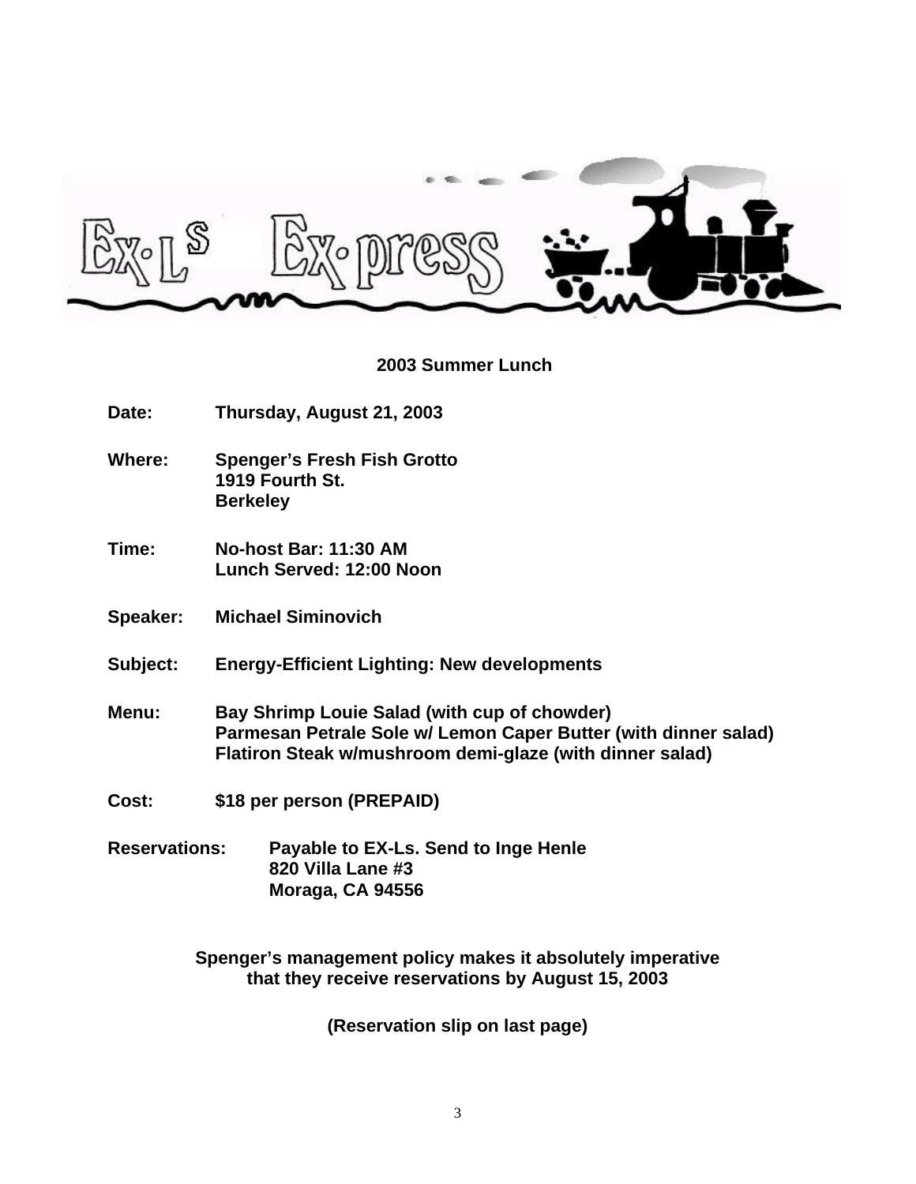# EX-Ls EX-press

## 2003 Summer Lunch

**Date:** Thursday, August 21, 2003

**Where:** Spenger's Fresh Fish Grotto
1919 Fourth St.
Berkeley

**Time:** No-host Bar: 11:30 AM
Lunch Served: 12:00 Noon

**Speaker:** Michael Siminovich

**Subject:** Energy-Efficient Lighting: New developments

**Menu:** Bay Shrimp Louie Salad (with cup of chowder)
Parmesan Petrale Sole w/ Lemon Caper Butter (with dinner salad)
Flatiron Steak w/mushroom demi-glaze (with dinner salad)

**Cost:** $18 per person (PREPAID)

**Reservations:** Payable to EX-Ls. Send to Inge Henle
820 Villa Lane #3
Moraga, CA 94556

**Spenger's management policy makes it absolutely imperative that they receive reservations by August 15, 2003**

**(Reservation slip on last page)**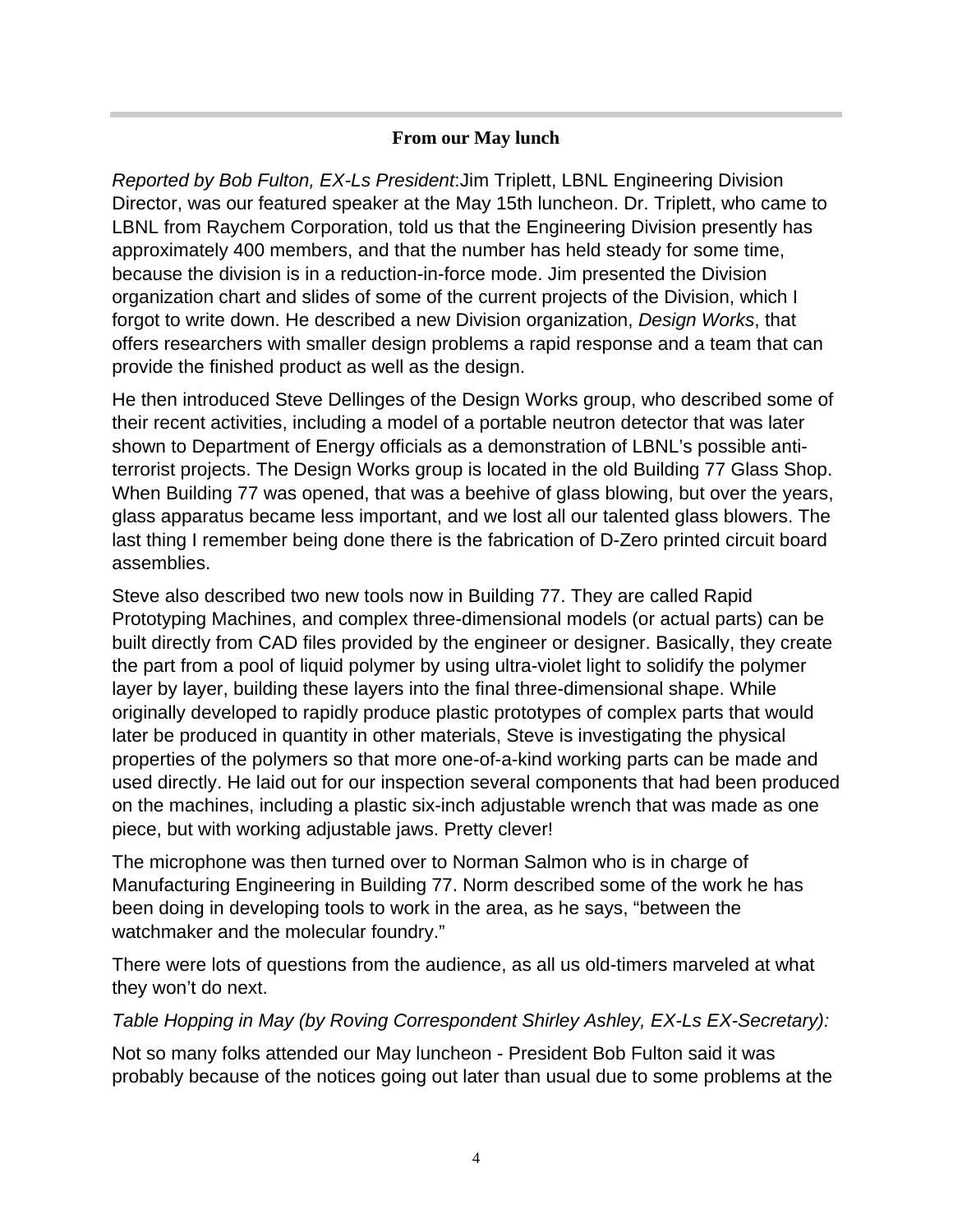## From our May lunch

*Reported by Bob Fulton, EX-Ls President*:Jim Triplett, LBNL Engineering Division Director, was our featured speaker at the May 15th luncheon. Dr. Triplett, who came to LBNL from Raychem Corporation, told us that the Engineering Division presently has approximately 400 members, and that the number has held steady for some time, because the division is in a reduction-in-force mode. Jim presented the Division organization chart and slides of some of the current projects of the Division, which I forgot to write down. He described a new Division organization, *Design Works*, that offers researchers with smaller design problems a rapid response and a team that can provide the finished product as well as the design.

He then introduced Steve Dellinges of the Design Works group, who described some of their recent activities, including a model of a portable neutron detector that was later shown to Department of Energy officials as a demonstration of LBNL's possible anti-terrorist projects. The Design Works group is located in the old Building 77 Glass Shop. When Building 77 was opened, that was a beehive of glass blowing, but over the years, glass apparatus became less important, and we lost all our talented glass blowers. The last thing I remember being done there is the fabrication of D-Zero printed circuit board assemblies.

Steve also described two new tools now in Building 77. They are called Rapid Prototyping Machines, and complex three-dimensional models (or actual parts) can be built directly from CAD files provided by the engineer or designer. Basically, they create the part from a pool of liquid polymer by using ultra-violet light to solidify the polymer layer by layer, building these layers into the final three-dimensional shape. While originally developed to rapidly produce plastic prototypes of complex parts that would later be produced in quantity in other materials, Steve is investigating the physical properties of the polymers so that more one-of-a-kind working parts can be made and used directly. He laid out for our inspection several components that had been produced on the machines, including a plastic six-inch adjustable wrench that was made as one piece, but with working adjustable jaws. Pretty clever!

The microphone was then turned over to Norman Salmon who is in charge of Manufacturing Engineering in Building 77. Norm described some of the work he has been doing in developing tools to work in the area, as he says, "between the watchmaker and the molecular foundry."

There were lots of questions from the audience, as all us old-timers marveled at what they won't do next.

*Table Hopping in May (by Roving Correspondent Shirley Ashley, EX-Ls EX-Secretary):*

Not so many folks attended our May luncheon - President Bob Fulton said it was probably because of the notices going out later than usual due to some problems at the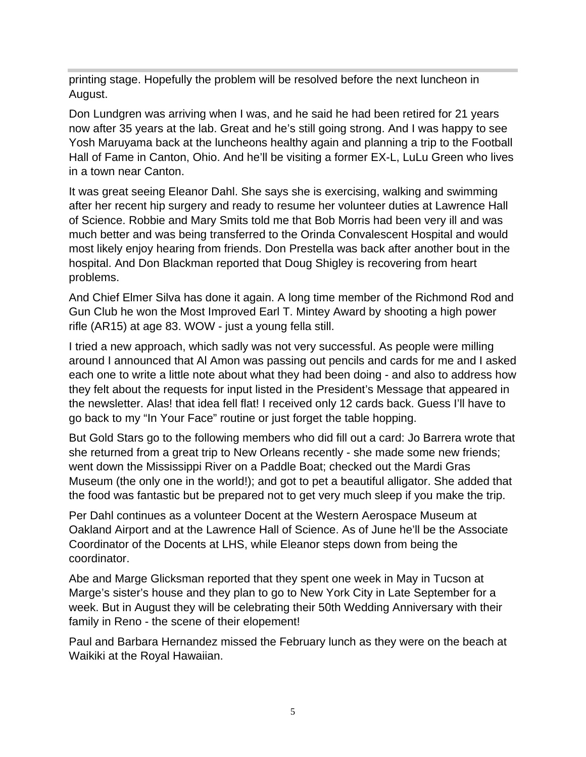printing stage. Hopefully the problem will be resolved before the next luncheon in August.

Don Lundgren was arriving when I was, and he said he had been retired for 21 years now after 35 years at the lab. Great and he's still going strong. And I was happy to see Yosh Maruyama back at the luncheons healthy again and planning a trip to the Football Hall of Fame in Canton, Ohio. And he'll be visiting a former EX-L, LuLu Green who lives in a town near Canton.

It was great seeing Eleanor Dahl. She says she is exercising, walking and swimming after her recent hip surgery and ready to resume her volunteer duties at Lawrence Hall of Science. Robbie and Mary Smits told me that Bob Morris had been very ill and was much better and was being transferred to the Orinda Convalescent Hospital and would most likely enjoy hearing from friends. Don Prestella was back after another bout in the hospital. And Don Blackman reported that Doug Shigley is recovering from heart problems.

And Chief Elmer Silva has done it again. A long time member of the Richmond Rod and Gun Club he won the Most Improved Earl T. Mintey Award by shooting a high power rifle (AR15) at age 83. WOW - just a young fella still.

I tried a new approach, which sadly was not very successful. As people were milling around I announced that Al Amon was passing out pencils and cards for me and I asked each one to write a little note about what they had been doing - and also to address how they felt about the requests for input listed in the President's Message that appeared in the newsletter. Alas! that idea fell flat! I received only 12 cards back. Guess I'll have to go back to my "In Your Face" routine or just forget the table hopping.

But Gold Stars go to the following members who did fill out a card: Jo Barrera wrote that she returned from a great trip to New Orleans recently - she made some new friends; went down the Mississippi River on a Paddle Boat; checked out the Mardi Gras Museum (the only one in the world!); and got to pet a beautiful alligator. She added that the food was fantastic but be prepared not to get very much sleep if you make the trip.

Per Dahl continues as a volunteer Docent at the Western Aerospace Museum at Oakland Airport and at the Lawrence Hall of Science. As of June he'll be the Associate Coordinator of the Docents at LHS, while Eleanor steps down from being the coordinator.

Abe and Marge Glicksman reported that they spent one week in May in Tucson at Marge's sister's house and they plan to go to New York City in Late September for a week. But in August they will be celebrating their 50th Wedding Anniversary with their family in Reno - the scene of their elopement!

Paul and Barbara Hernandez missed the February lunch as they were on the beach at Waikiki at the Royal Hawaiian.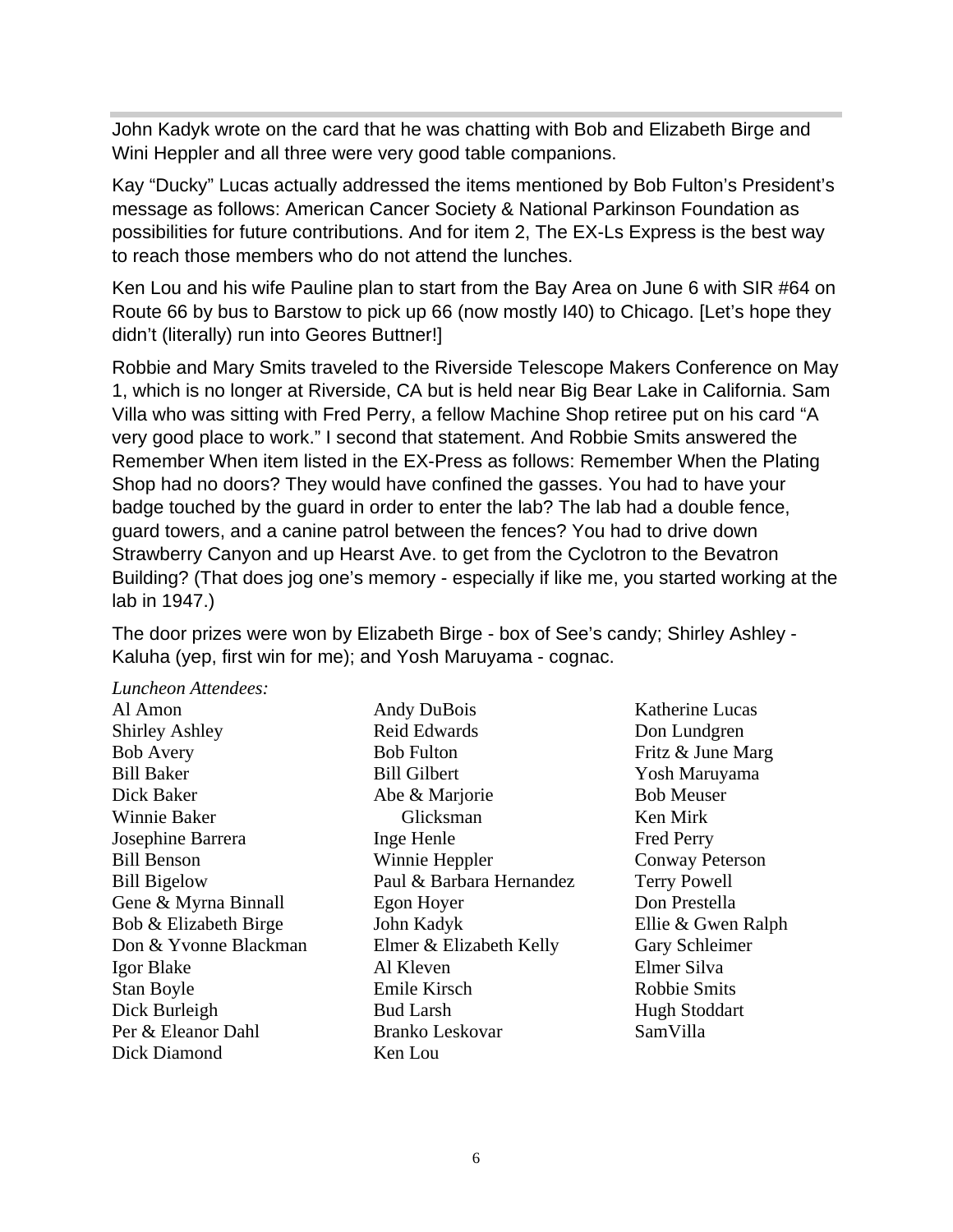John Kadyk wrote on the card that he was chatting with Bob and Elizabeth Birge and Wini Heppler and all three were very good table companions.

Kay "Ducky" Lucas actually addressed the items mentioned by Bob Fulton's President's message as follows: American Cancer Society & National Parkinson Foundation as possibilities for future contributions. And for item 2, The EX-Ls Express is the best way to reach those members who do not attend the lunches.

Ken Lou and his wife Pauline plan to start from the Bay Area on June 6 with SIR #64 on Route 66 by bus to Barstow to pick up 66 (now mostly I40) to Chicago. [Let's hope they didn't (literally) run into Geores Buttner!]

Robbie and Mary Smits traveled to the Riverside Telescope Makers Conference on May 1, which is no longer at Riverside, CA but is held near Big Bear Lake in California. Sam Villa who was sitting with Fred Perry, a fellow Machine Shop retiree put on his card "A very good place to work." I second that statement. And Robbie Smits answered the Remember When item listed in the EX-Press as follows: Remember When the Plating Shop had no doors? They would have confined the gasses. You had to have your badge touched by the guard in order to enter the lab? The lab had a double fence, guard towers, and a canine patrol between the fences? You had to drive down Strawberry Canyon and up Hearst Ave. to get from the Cyclotron to the Bevatron Building? (That does jog one's memory - especially if like me, you started working at the lab in 1947.)

The door prizes were won by Elizabeth Birge - box of See's candy; Shirley Ashley - Kaluha (yep, first win for me); and Yosh Maruyama - cognac.

*Luncheon Attendees:*

Al Amon
Shirley Ashley
Bob Avery
Bill Baker
Dick Baker
Winnie Baker
Josephine Barrera
Bill Benson
Bill Bigelow
Gene & Myrna Binnall
Bob & Elizabeth Birge
Don & Yvonne Blackman
Igor Blake
Stan Boyle
Dick Burleigh
Per & Eleanor Dahl
Dick Diamond
Andy DuBois
Reid Edwards
Bob Fulton
Bill Gilbert
Abe & Marjorie Glicksman
Inge Henle
Winnie Heppler
Paul & Barbara Hernandez
Egon Hoyer
John Kadyk
Elmer & Elizabeth Kelly
Al Kleven
Emile Kirsch
Bud Larsh
Branko Leskovar
Ken Lou
Katherine Lucas
Don Lundgren
Fritz & June Marg
Yosh Maruyama
Bob Meuser
Ken Mirk
Fred Perry
Conway Peterson
Terry Powell
Don Prestella
Ellie & Gwen Ralph
Gary Schleimer
Elmer Silva
Robbie Smits
Hugh Stoddart
SamVilla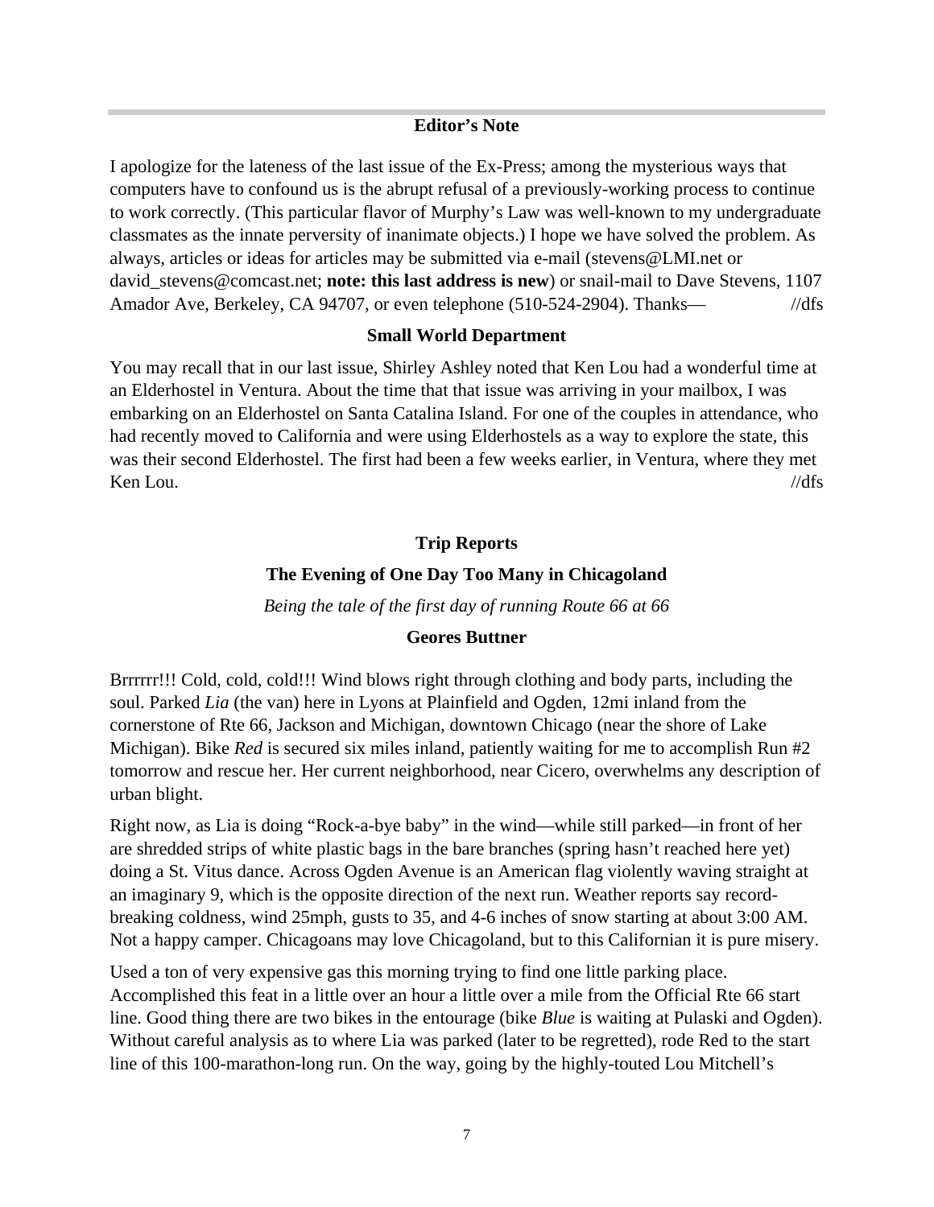## Editor's Note

I apologize for the lateness of the last issue of the Ex-Press; among the mysterious ways that computers have to confound us is the abrupt refusal of a previously-working process to continue to work correctly. (This particular flavor of Murphy's Law was well-known to my undergraduate classmates as the innate perversity of inanimate objects.) I hope we have solved the problem. As always, articles or ideas for articles may be submitted via e-mail (stevens@LMI.net or david_stevens@comcast.net; **note: this last address is new**) or snail-mail to Dave Stevens, 1107 Amador Ave, Berkeley, CA 94707, or even telephone (510-524-2904). Thanks— //dfs

## Small World Department

You may recall that in our last issue, Shirley Ashley noted that Ken Lou had a wonderful time at an Elderhostel in Ventura. About the time that that issue was arriving in your mailbox, I was embarking on an Elderhostel on Santa Catalina Island. For one of the couples in attendance, who had recently moved to California and were using Elderhostels as a way to explore the state, this was their second Elderhostel. The first had been a few weeks earlier, in Ventura, where they met Ken Lou. //dfs

## Trip Reports

### The Evening of One Day Too Many in Chicagoland

*Being the tale of the first day of running Route 66 at 66*

**Geores Buttner**

Brrrrrr!!! Cold, cold, cold!!! Wind blows right through clothing and body parts, including the soul. Parked *Lia* (the van) here in Lyons at Plainfield and Ogden, 12mi inland from the cornerstone of Rte 66, Jackson and Michigan, downtown Chicago (near the shore of Lake Michigan). Bike *Red* is secured six miles inland, patiently waiting for me to accomplish Run #2 tomorrow and rescue her. Her current neighborhood, near Cicero, overwhelms any description of urban blight.

Right now, as Lia is doing "Rock-a-bye baby" in the wind—while still parked—in front of her are shredded strips of white plastic bags in the bare branches (spring hasn't reached here yet) doing a St. Vitus dance. Across Ogden Avenue is an American flag violently waving straight at an imaginary 9, which is the opposite direction of the next run. Weather reports say record-breaking coldness, wind 25mph, gusts to 35, and 4-6 inches of snow starting at about 3:00 AM. Not a happy camper. Chicagoans may love Chicagoland, but to this Californian it is pure misery.

Used a ton of very expensive gas this morning trying to find one little parking place. Accomplished this feat in a little over an hour a little over a mile from the Official Rte 66 start line. Good thing there are two bikes in the entourage (bike *Blue* is waiting at Pulaski and Ogden). Without careful analysis as to where Lia was parked (later to be regretted), rode Red to the start line of this 100-marathon-long run. On the way, going by the highly-touted Lou Mitchell's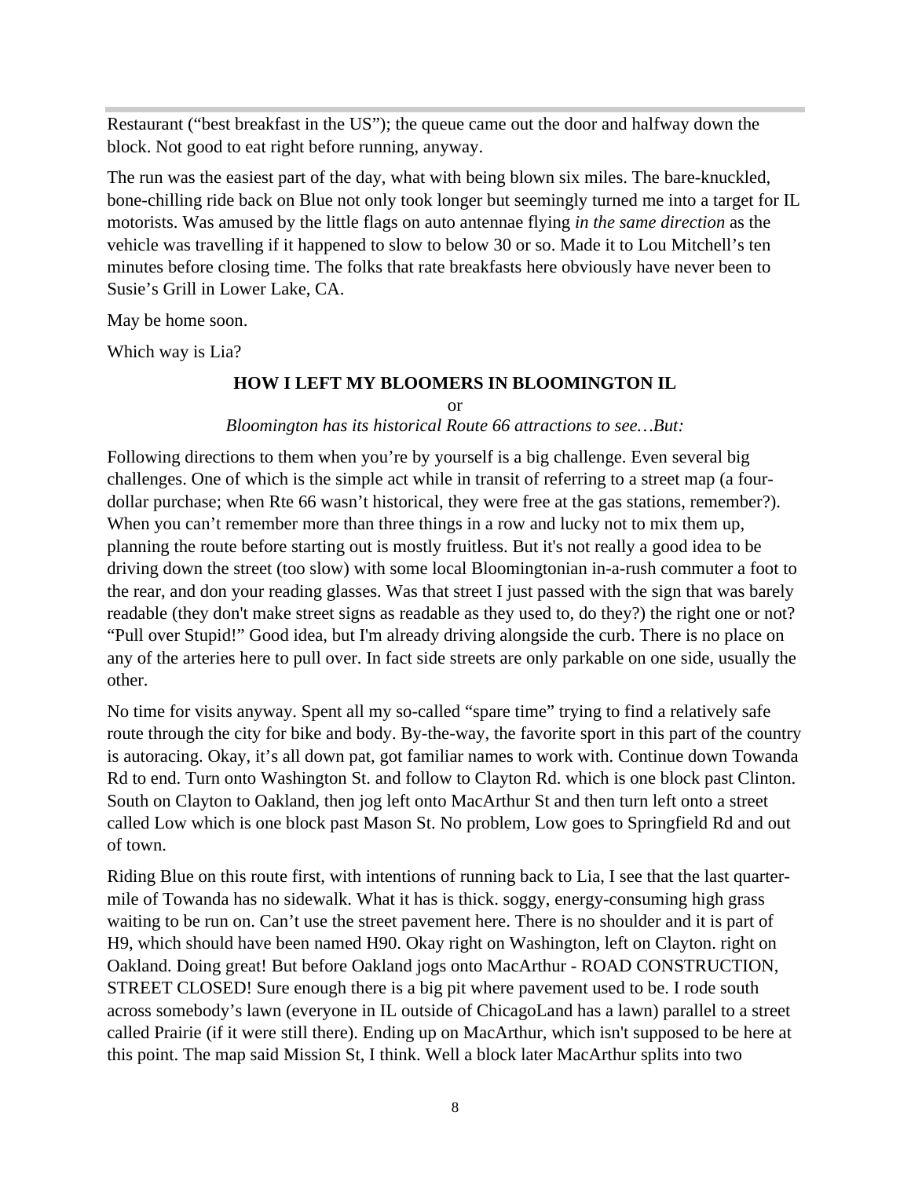Restaurant (“best breakfast in the US”); the queue came out the door and halfway down the block. Not good to eat right before running, anyway.

The run was the easiest part of the day, what with being blown six miles. The bare-knuckled, bone-chilling ride back on Blue not only took longer but seemingly turned me into a target for IL motorists. Was amused by the little flags on auto antennae flying *in the same direction* as the vehicle was travelling if it happened to slow to below 30 or so. Made it to Lou Mitchell’s ten minutes before closing time. The folks that rate breakfasts here obviously have never been to Susie’s Grill in Lower Lake, CA.

May be home soon.

Which way is Lia?

### HOW I LEFT MY BLOOMERS IN BLOOMINGTON IL

or

*Bloomington has its historical Route 66 attractions to see…But:*

Following directions to them when you’re by yourself is a big challenge. Even several big challenges. One of which is the simple act while in transit of referring to a street map (a four-dollar purchase; when Rte 66 wasn’t historical, they were free at the gas stations, remember?). When you can’t remember more than three things in a row and lucky not to mix them up, planning the route before starting out is mostly fruitless. But it's not really a good idea to be driving down the street (too slow) with some local Bloomingtonian in-a-rush commuter a foot to the rear, and don your reading glasses. Was that street I just passed with the sign that was barely readable (they don't make street signs as readable as they used to, do they?) the right one or not? “Pull over Stupid!” Good idea, but I'm already driving alongside the curb. There is no place on any of the arteries here to pull over. In fact side streets are only parkable on one side, usually the other.

No time for visits anyway. Spent all my so-called “spare time” trying to find a relatively safe route through the city for bike and body. By-the-way, the favorite sport in this part of the country is autoracing. Okay, it’s all down pat, got familiar names to work with. Continue down Towanda Rd to end. Turn onto Washington St. and follow to Clayton Rd. which is one block past Clinton. South on Clayton to Oakland, then jog left onto MacArthur St and then turn left onto a street called Low which is one block past Mason St. No problem, Low goes to Springfield Rd and out of town.

Riding Blue on this route first, with intentions of running back to Lia, I see that the last quarter-mile of Towanda has no sidewalk. What it has is thick. soggy, energy-consuming high grass waiting to be run on. Can’t use the street pavement here. There is no shoulder and it is part of H9, which should have been named H90. Okay right on Washington, left on Clayton. right on Oakland. Doing great! But before Oakland jogs onto MacArthur - ROAD CONSTRUCTION, STREET CLOSED! Sure enough there is a big pit where pavement used to be. I rode south across somebody’s lawn (everyone in IL outside of ChicagoLand has a lawn) parallel to a street called Prairie (if it were still there). Ending up on MacArthur, which isn't supposed to be here at this point. The map said Mission St, I think. Well a block later MacArthur splits into two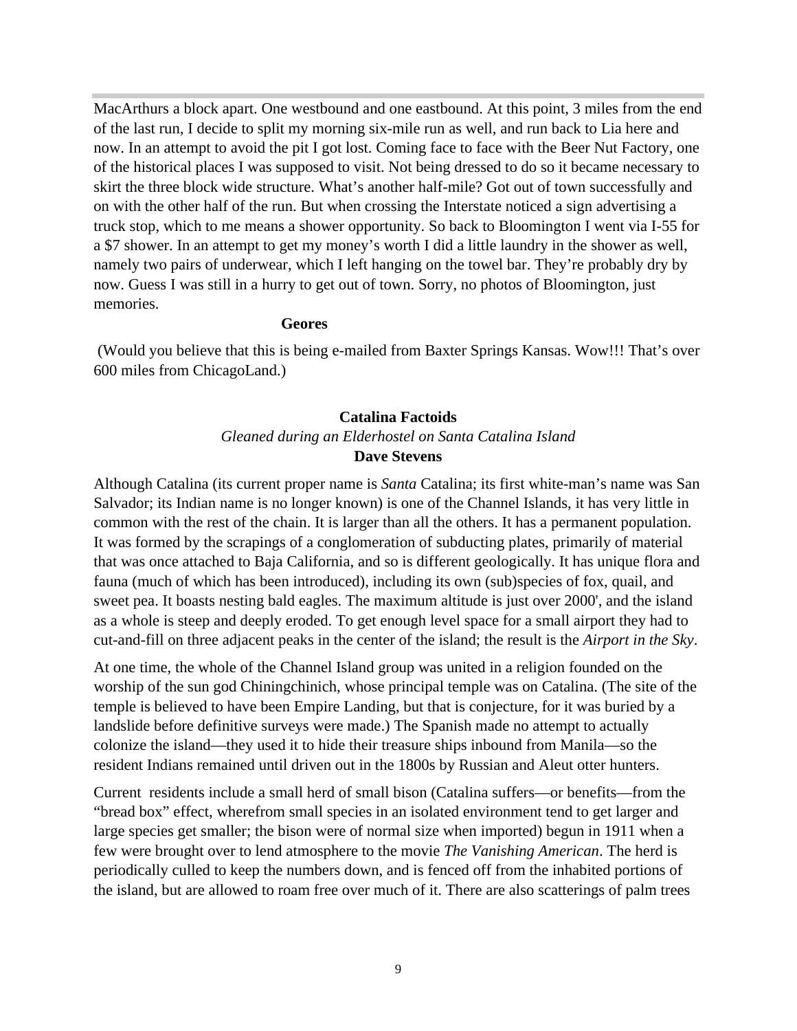MacArthurs a block apart. One westbound and one eastbound. At this point, 3 miles from the end of the last run, I decide to split my morning six-mile run as well, and run back to Lia here and now. In an attempt to avoid the pit I got lost. Coming face to face with the Beer Nut Factory, one of the historical places I was supposed to visit. Not being dressed to do so it became necessary to skirt the three block wide structure. What's another half-mile? Got out of town successfully and on with the other half of the run. But when crossing the Interstate noticed a sign advertising a truck stop, which to me means a shower opportunity. So back to Bloomington I went via I-55 for a $7 shower. In an attempt to get my money's worth I did a little laundry in the shower as well, namely two pairs of underwear, which I left hanging on the towel bar. They're probably dry by now. Guess I was still in a hurry to get out of town. Sorry, no photos of Bloomington, just memories.

**Geores**

(Would you believe that this is being e-mailed from Baxter Springs Kansas. Wow!!! That's over 600 miles from ChicagoLand.)

## Catalina Factoids

*Gleaned during an Elderhostel on Santa Catalina Island*

**Dave Stevens**

Although Catalina (its current proper name is *Santa* Catalina; its first white-man's name was San Salvador; its Indian name is no longer known) is one of the Channel Islands, it has very little in common with the rest of the chain. It is larger than all the others. It has a permanent population. It was formed by the scrapings of a conglomeration of subducting plates, primarily of material that was once attached to Baja California, and so is different geologically. It has unique flora and fauna (much of which has been introduced), including its own (sub)species of fox, quail, and sweet pea. It boasts nesting bald eagles. The maximum altitude is just over 2000', and the island as a whole is steep and deeply eroded. To get enough level space for a small airport they had to cut-and-fill on three adjacent peaks in the center of the island; the result is the *Airport in the Sky*.

At one time, the whole of the Channel Island group was united in a religion founded on the worship of the sun god Chiningchinich, whose principal temple was on Catalina. (The site of the temple is believed to have been Empire Landing, but that is conjecture, for it was buried by a landslide before definitive surveys were made.) The Spanish made no attempt to actually colonize the island—they used it to hide their treasure ships inbound from Manila—so the resident Indians remained until driven out in the 1800s by Russian and Aleut otter hunters.

Current residents include a small herd of small bison (Catalina suffers—or benefits—from the "bread box" effect, wherefrom small species in an isolated environment tend to get larger and large species get smaller; the bison were of normal size when imported) begun in 1911 when a few were brought over to lend atmosphere to the movie *The Vanishing American*. The herd is periodically culled to keep the numbers down, and is fenced off from the inhabited portions of the island, but are allowed to roam free over much of it. There are also scatterings of palm trees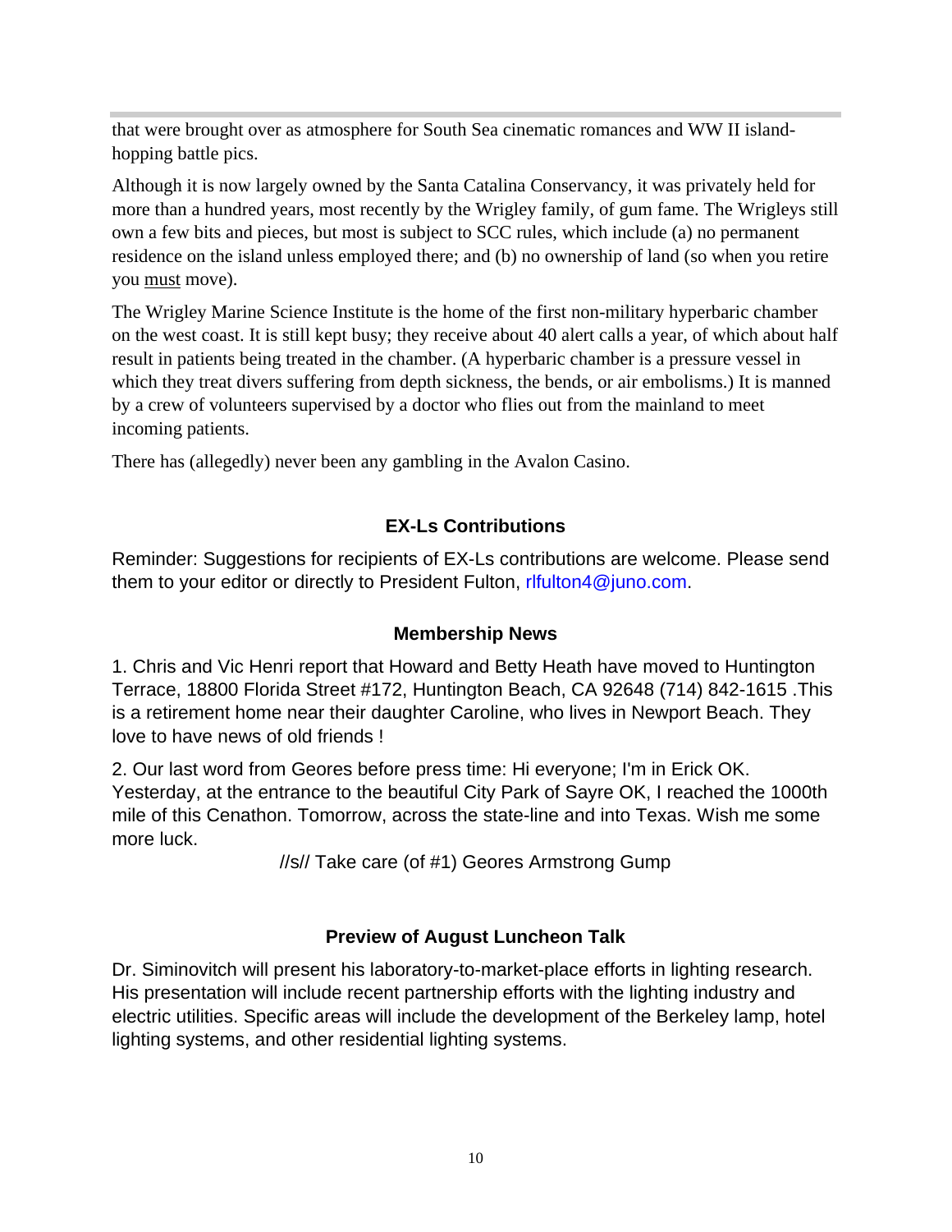that were brought over as atmosphere for South Sea cinematic romances and WW II island-hopping battle pics.

Although it is now largely owned by the Santa Catalina Conservancy, it was privately held for more than a hundred years, most recently by the Wrigley family, of gum fame. The Wrigleys still own a few bits and pieces, but most is subject to SCC rules, which include (a) no permanent residence on the island unless employed there; and (b) no ownership of land (so when you retire you <u>must</u> move).

The Wrigley Marine Science Institute is the home of the first non-military hyperbaric chamber on the west coast. It is still kept busy; they receive about 40 alert calls a year, of which about half result in patients being treated in the chamber. (A hyperbaric chamber is a pressure vessel in which they treat divers suffering from depth sickness, the bends, or air embolisms.) It is manned by a crew of volunteers supervised by a doctor who flies out from the mainland to meet incoming patients.

There has (allegedly) never been any gambling in the Avalon Casino.

## EX-Ls Contributions

Reminder: Suggestions for recipients of EX-Ls contributions are welcome. Please send them to your editor or directly to President Fulton, rlfulton4@juno.com.

## Membership News

1. Chris and Vic Henri report that Howard and Betty Heath have moved to Huntington Terrace, 18800 Florida Street #172, Huntington Beach, CA 92648 (714) 842-1615 .This is a retirement home near their daughter Caroline, who lives in Newport Beach. They love to have news of old friends !

2. Our last word from Geores before press time: Hi everyone; I'm in Erick OK. Yesterday, at the entrance to the beautiful City Park of Sayre OK, I reached the 1000th mile of this Cenathon. Tomorrow, across the state-line and into Texas. Wish me some more luck.

//s// Take care (of #1) Geores Armstrong Gump

## Preview of August Luncheon Talk

Dr. Siminovitch will present his laboratory-to-market-place efforts in lighting research. His presentation will include recent partnership efforts with the lighting industry and electric utilities. Specific areas will include the development of the Berkeley lamp, hotel lighting systems, and other residential lighting systems.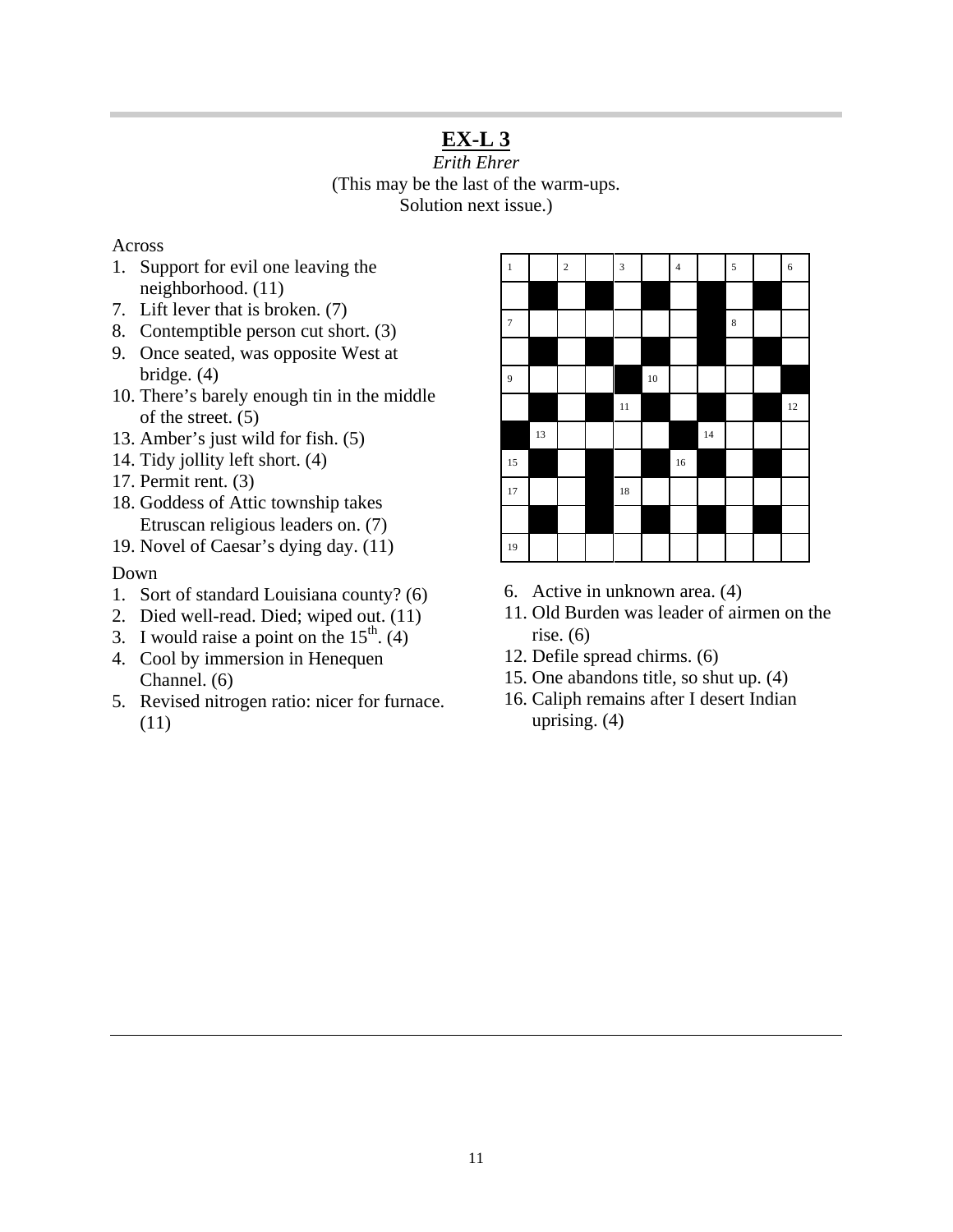# EX-L 3

*Erith Ehrer*

(This may be the last of the warm-ups.
Solution next issue.)

Across

1. Support for evil one leaving the neighborhood. (11)
7. Lift lever that is broken. (7)
8. Contemptible person cut short. (3)
9. Once seated, was opposite West at bridge. (4)
10. There's barely enough tin in the middle of the street. (5)
13. Amber's just wild for fish. (5)
14. Tidy jollity left short. (4)
17. Permit rent. (3)
18. Goddess of Attic township takes Etruscan religious leaders on. (7)
19. Novel of Caesar's dying day. (11)

Down

1. Sort of standard Louisiana county? (6)
2. Died well-read. Died; wiped out. (11)
3. I would raise a point on the 15th. (4)
4. Cool by immersion in Henequen Channel. (6)
5. Revised nitrogen ratio: nicer for furnace. (11)
6. Active in unknown area. (4)
11. Old Burden was leader of airmen on the rise. (6)
12. Defile spread chirms. (6)
15. One abandons title, so shut up. (4)
16. Caliph remains after I desert Indian uprising. (4)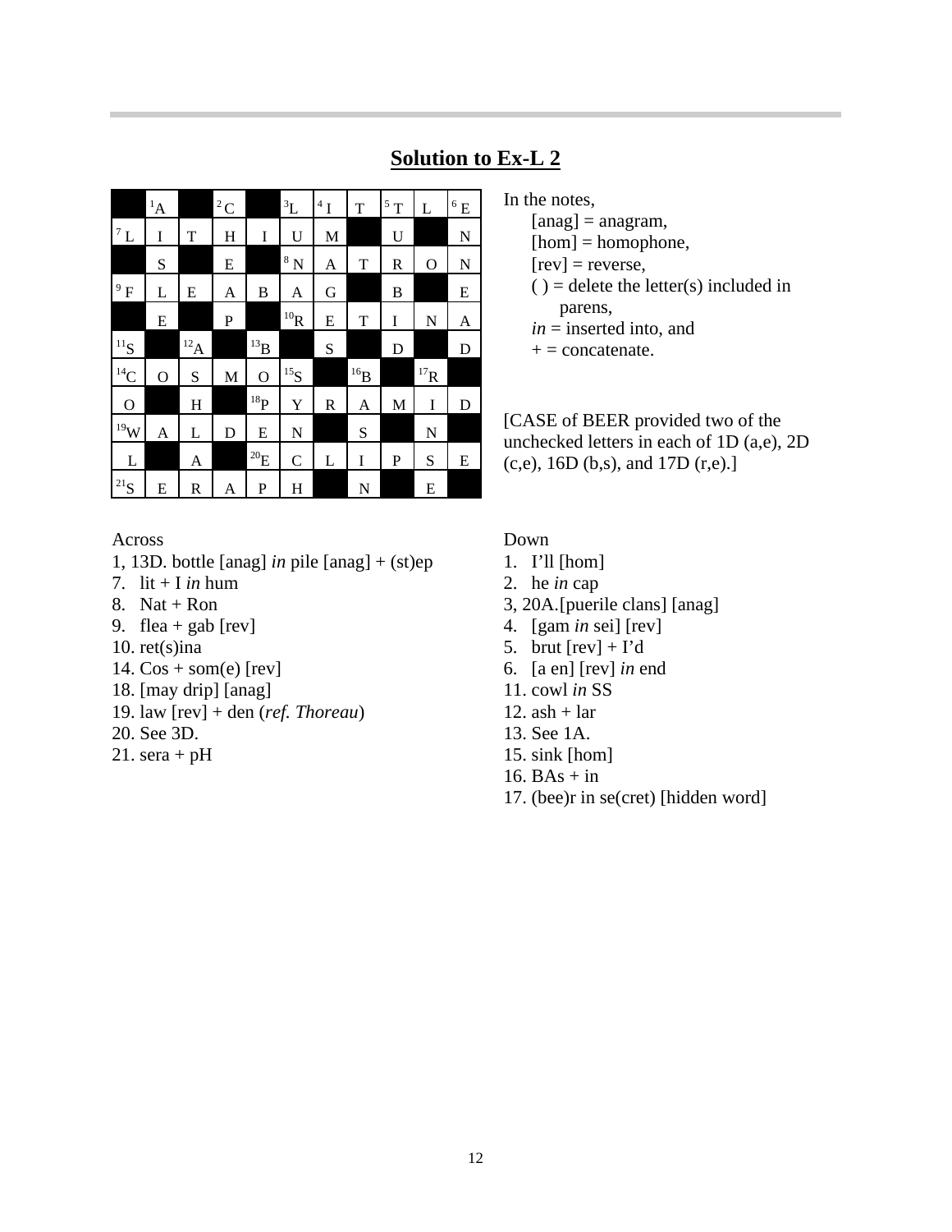## Solution to Ex-L 2

| | | | | | | | | | | |
|---|---|---|---|---|---|---|---|---|---|---|
| ■ | 1A | ■ | 2C | ■ | 3L | 4I | T | 5T | L | 6E |
| 7L | I | T | H | I | U | M | ■ | U | ■ | N |
| ■ | S | ■ | E | ■ | 8N | A | T | R | O | N |
| 9F | L | E | A | B | A | G | ■ | B | ■ | E |
| ■ | E | ■ | P | ■ | 10R | E | T | I | N | A |
| 11S | ■ | 12A | ■ | 13B | ■ | S | ■ | D | ■ | D |
| 14C | O | S | M | O | 15S | ■ | 16B | ■ | 17R | ■ |
| O | ■ | H | ■ | 18P | Y | R | A | M | I | D |
| 19W | A | L | D | E | N | ■ | S | ■ | N | ■ |
| L | ■ | A | ■ | 20E | C | L | I | P | S | E |
| 21S | E | R | A | P | H | ■ | N | ■ | E | ■ |

In the notes,
- [anag] = anagram,
- [hom] = homophone,
- [rev] = reverse,
- ( ) = delete the letter(s) included in parens,
- *in* = inserted into, and
- + = concatenate.

[CASE of BEER provided two of the unchecked letters in each of 1D (a,e), 2D (c,e), 16D (b,s), and 17D (r,e).]

Across
1, 13D. bottle [anag] *in* pile [anag] + (st)ep
7. lit + I *in* hum
8. Nat + Ron
9. flea + gab [rev]
10. ret(s)ina
14. Cos + som(e) [rev]
18. [may drip] [anag]
19. law [rev] + den (*ref. Thoreau*)
20. See 3D.
21. sera + pH

Down
1. I'll [hom]
2. he *in* cap
3, 20A. [puerile clans] [anag]
4. [gam *in* sei] [rev]
5. brut [rev] + I'd
6. [a en] [rev] *in* end
11. cowl *in* SS
12. ash + lar
13. See 1A.
15. sink [hom]
16. BAs + in
17. (bee)r in se(cret) [hidden word]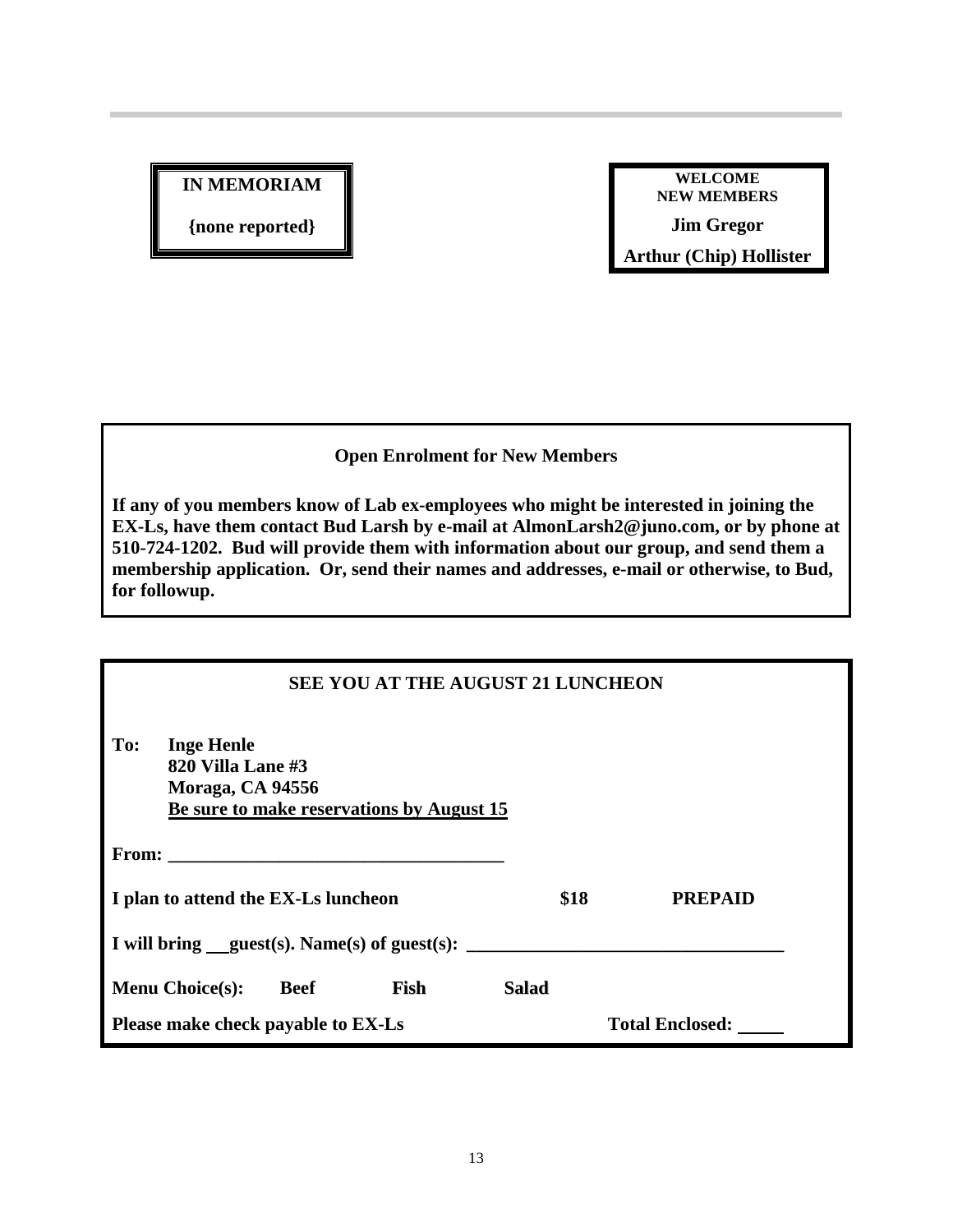**IN MEMORIAM**

**{none reported}**

**WELCOME NEW MEMBERS**

**Jim Gregor**

**Arthur (Chip) Hollister**

**Open Enrolment for New Members**

**If any of you members know of Lab ex-employees who might be interested in joining the EX-Ls, have them contact Bud Larsh by e-mail at AlmonLarsh2@juno.com, or by phone at 510-724-1202. Bud will provide them with information about our group, and send them a membership application. Or, send their names and addresses, e-mail or otherwise, to Bud, for followup.**

**SEE YOU AT THE AUGUST 21 LUNCHEON**

**To: Inge Henle**
**820 Villa Lane #3**
**Moraga, CA 94556**
**Be sure to make reservations by August 15**

**From: ____________________________________**

**I plan to attend the EX-Ls luncheon $18 PREPAID**

**I will bring __guest(s). Name(s) of guest(s): _________________________________**

**Menu Choice(s): Beef Fish Salad**

**Please make check payable to EX-Ls Total Enclosed: _____**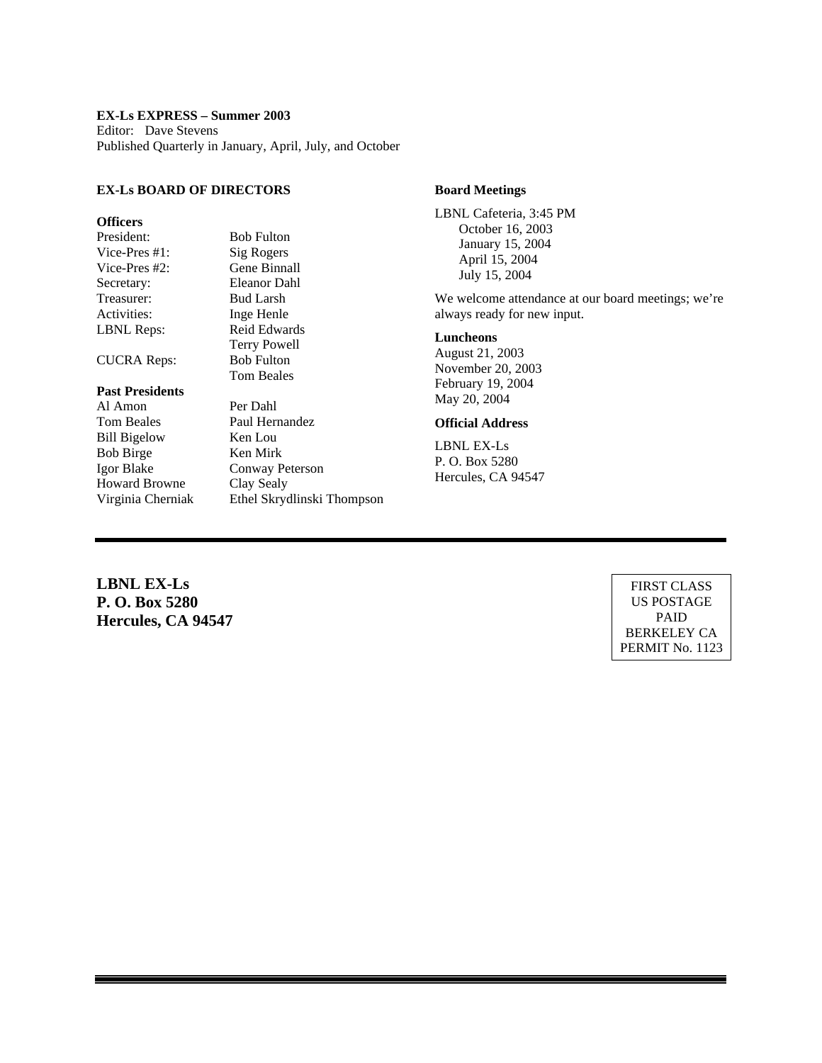**EX-Ls EXPRESS – Summer 2003**
Editor: Dave Stevens
Published Quarterly in January, April, July, and October

**EX-Ls BOARD OF DIRECTORS**

**Officers**

| | |
|---|---|
| President: | Bob Fulton |
| Vice-Pres #1: | Sig Rogers |
| Vice-Pres #2: | Gene Binnall |
| Secretary: | Eleanor Dahl |
| Treasurer: | Bud Larsh |
| Activities: | Inge Henle |
| LBNL Reps: | Reid Edwards |
| | Terry Powell |
| CUCRA Reps: | Bob Fulton |
| | Tom Beales |

**Past Presidents**

| | |
|---|---|
| Al Amon | Per Dahl |
| Tom Beales | Paul Hernandez |
| Bill Bigelow | Ken Lou |
| Bob Birge | Ken Mirk |
| Igor Blake | Conway Peterson |
| Howard Browne | Clay Sealy |
| Virginia Cherniak | Ethel Skrydlinski Thompson |

**Board Meetings**

LBNL Cafeteria, 3:45 PM
October 16, 2003
January 15, 2004
April 15, 2004
July 15, 2004

We welcome attendance at our board meetings; we're always ready for new input.

**Luncheons**

August 21, 2003
November 20, 2003
February 19, 2004
May 20, 2004

**Official Address**

LBNL EX-Ls
P. O. Box 5280
Hercules, CA 94547

---

**LBNL EX-Ls**
**P. O. Box 5280**
**Hercules, CA 94547**

FIRST CLASS
US POSTAGE
PAID
BERKELEY CA
PERMIT No. 1123